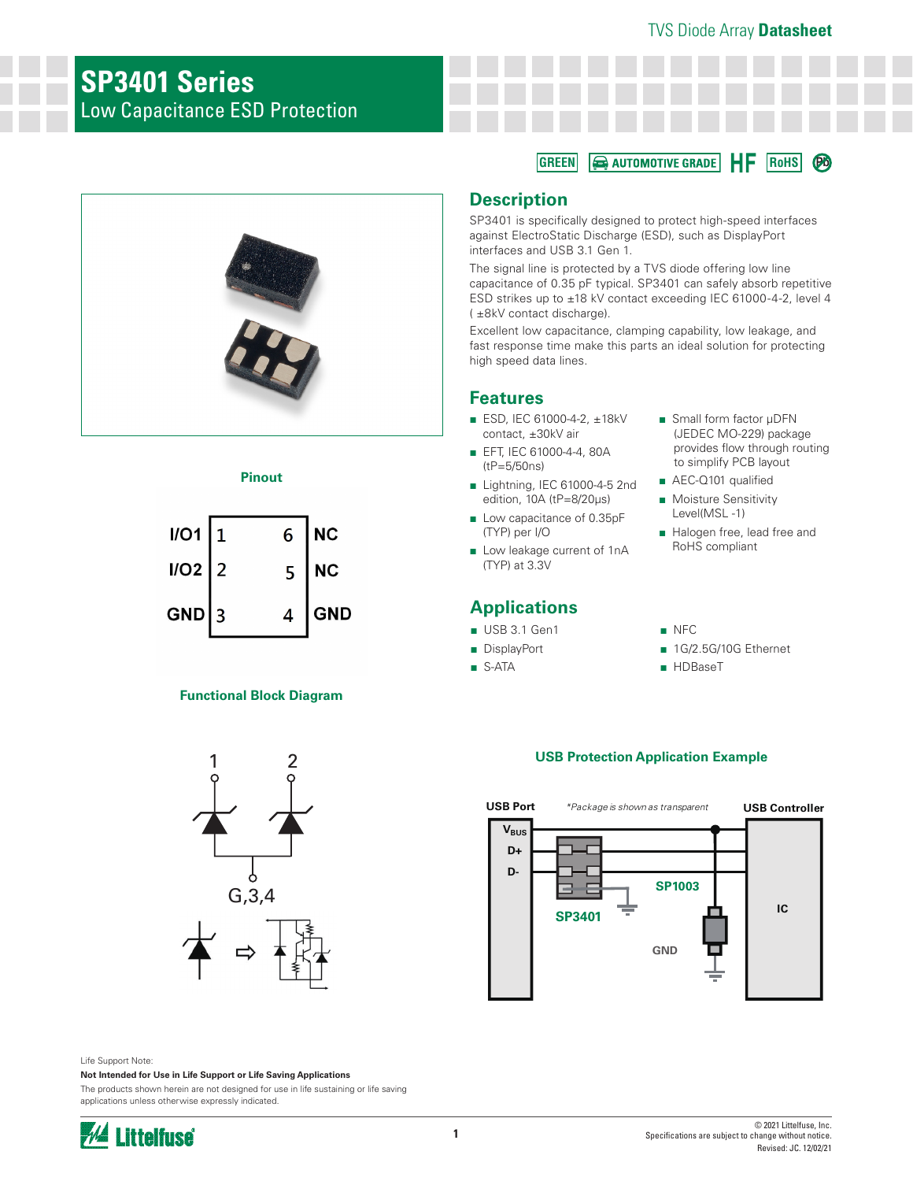# SP3401 Series

## Low Capacitance ESD Protection

GREEN | AUTOMOTIVE GRADE | HF | RoHS | Pb

## Description

SP3401 is specifically designed to protect high-speed interfaces against ElectroStatic Discharge (ESD), such as DisplayPort interfaces and USB 3.1 Gen 1.

The signal line is protected by a TVS diode offering low line capacitance of 0.35 pF typical. SP3401 can safely absorb repetitive ESD strikes up to ±18 kV contact exceeding IEC 61000-4-2, level 4 ( ±8kV contact discharge).

Excellent low capacitance, clamping capability, low leakage, and fast response time make this parts an ideal solution for protecting high speed data lines.

## Features

- ESD, IEC 61000-4-2, ±18kV contact, ±30kV air
- EFT, IEC 61000-4-4, 80A (tP=5/50ns)
- Lightning, IEC 61000-4-5 2nd edition, 10A (tP=8/20μs)
- Low capacitance of 0.35pF (TYP) per I/O
- Low leakage current of 1nA (TYP) at 3.3V
- Small form factor μDFN (JEDEC MO-229) package provides flow through routing to simplify PCB layout
- AEC-Q101 qualified
- Moisture Sensitivity Level(MSL -1)
- Halogen free, lead free and RoHS compliant

## Applications

- USB 3.1 Gen1
- DisplayPort
- S-ATA
- NFC
- 1G/2.5G/10G Ethernet
- HDBaseT

### Pinout

| Signal | Pin | Pin | Signal |
|---|---|---|---|
| I/O1 | 1 | 6 | NC |
| I/O2 | 2 | 5 | NC |
| GND | 3 | 4 | GND |

### Functional Block Diagram

1, 2, G,3,4

### USB Protection Application Example

USB Port — *Package is shown as transparent — USB Controller

$V_{BUS}$, D+, D-, SP1003, SP3401, GND, IC

Life Support Note:

**Not Intended for Use in Life Support or Life Saving Applications**

The products shown herein are not designed for use in life sustaining or life saving applications unless otherwise expressly indicated.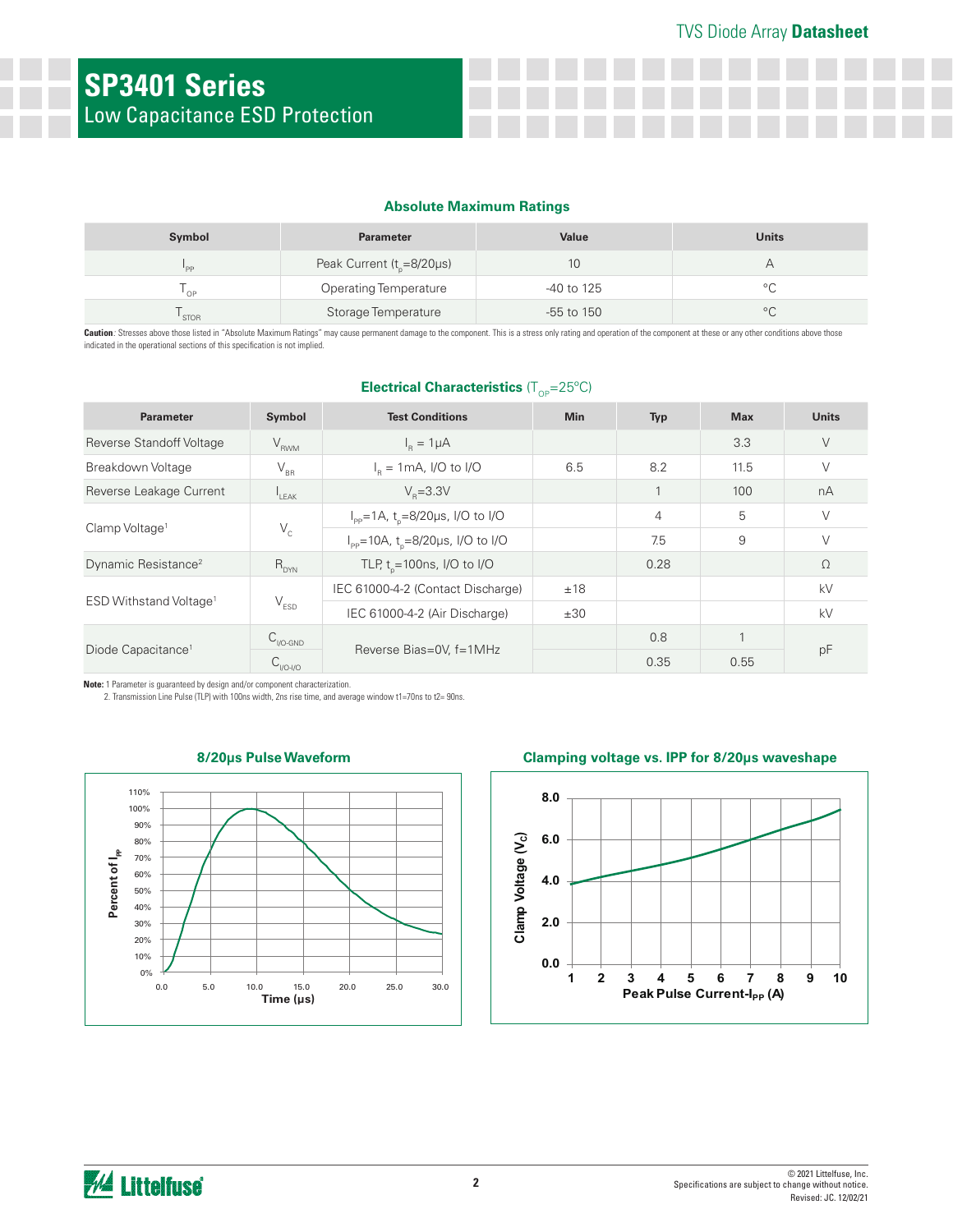# SP3401 Series

Low Capacitance ESD Protection

## Absolute Maximum Ratings

| Symbol | Parameter | Value | Units |
|---|---|---|---|
| $I_{PP}$ | Peak Current ($t_p$=8/20µs) | 10 | A |
| $T_{OP}$ | Operating Temperature | -40 to 125 | °C |
| $T_{STOR}$ | Storage Temperature | -55 to 150 | °C |

**Caution**: Stresses above those listed in "Absolute Maximum Ratings" may cause permanent damage to the component. This is a stress only rating and operation of the component at these or any other conditions above those indicated in the operational sections of this specification is not implied.

## Electrical Characteristics ($T_{OP}$=25°C)

| Parameter | Symbol | Test Conditions | Min | Typ | Max | Units |
|---|---|---|---|---|---|---|
| Reverse Standoff Voltage | $V_{RWM}$ | $I_R$ = 1µA | | | 3.3 | V |
| Breakdown Voltage | $V_{BR}$ | $I_R$ = 1mA, I/O to I/O | 6.5 | 8.2 | 11.5 | V |
| Reverse Leakage Current | $I_{LEAK}$ | $V_R$=3.3V | | 1 | 100 | nA |
| Clamp Voltage[1] | $V_C$ | $I_{PP}$=1A, $t_p$=8/20µs, I/O to I/O | | 4 | 5 | V |
| | | $I_{PP}$=10A, $t_p$=8/20µs, I/O to I/O | | 7.5 | 9 | V |
| Dynamic Resistance[2] | $R_{DYN}$ | TLP, $t_p$=100ns, I/O to I/O | | 0.28 | | Ω |
| ESD Withstand Voltage[1] | $V_{ESD}$ | IEC 61000-4-2 (Contact Discharge) | ±18 | | | kV |
| | | IEC 61000-4-2 (Air Discharge) | ±30 | | | kV |
| Diode Capacitance[1] | $C_{I/O-GND}$ | Reverse Bias=0V, f=1MHz | | 0.8 | 1 | pF |
| | $C_{I/O-I/O}$ | | | 0.35 | 0.55 | pF |

**Note:** 1 Parameter is guaranteed by design and/or component characterization.
2. Transmission Line Pulse (TLP) with 100ns width, 2ns rise time, and average window t1=70ns to t2= 90ns.

### 8/20µs Pulse Waveform

### Clamping voltage vs. IPP for 8/20µs waveshape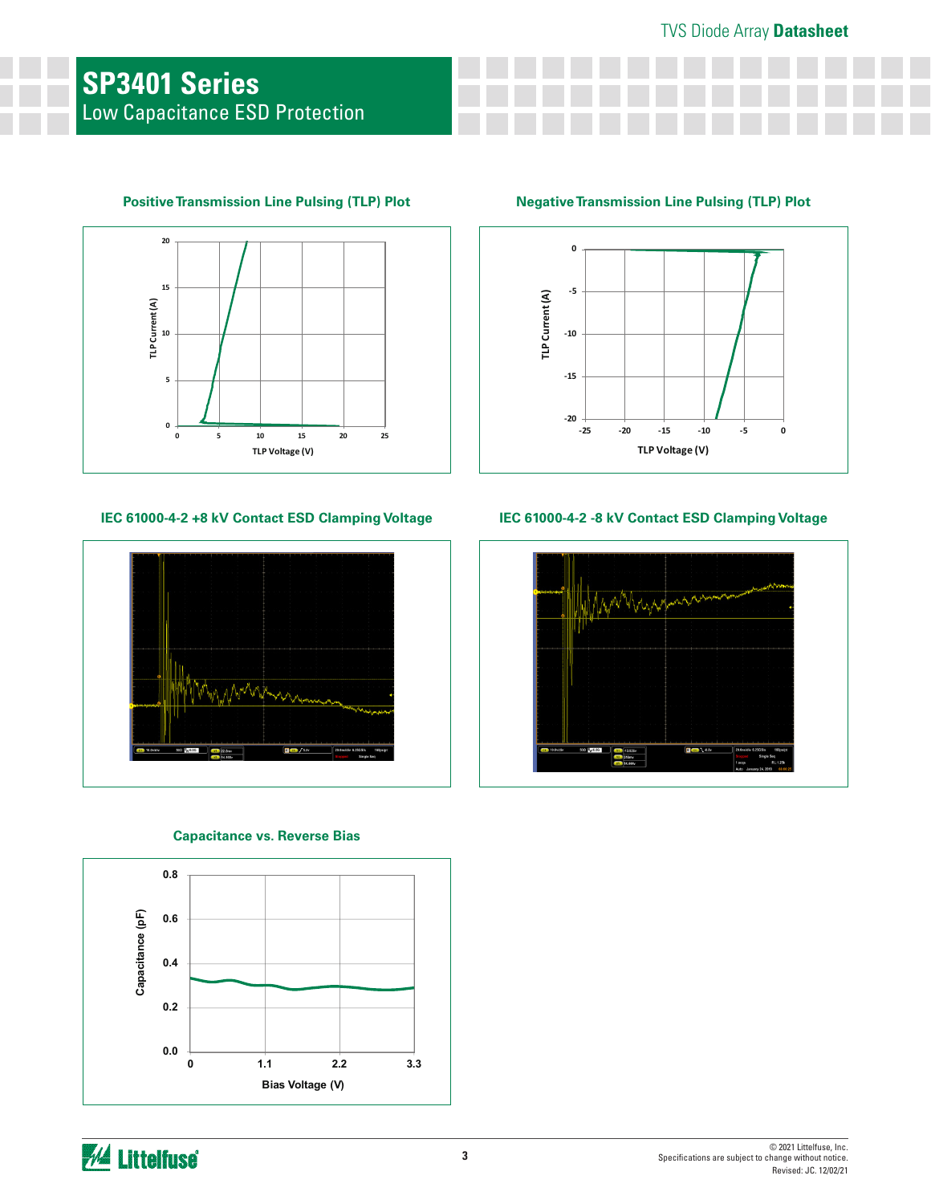## SP3401 Series

Low Capacitance ESD Protection

### Positive Transmission Line Pulsing (TLP) Plot

### Negative Transmission Line Pulsing (TLP) Plot

### IEC 61000-4-2 +8 kV Contact ESD Clamping Voltage

### IEC 61000-4-2 -8 kV Contact ESD Clamping Voltage

### Capacitance vs. Reverse Bias

© 2021 Littelfuse, Inc.
Specifications are subject to change without notice.
Revised: JC. 12/02/21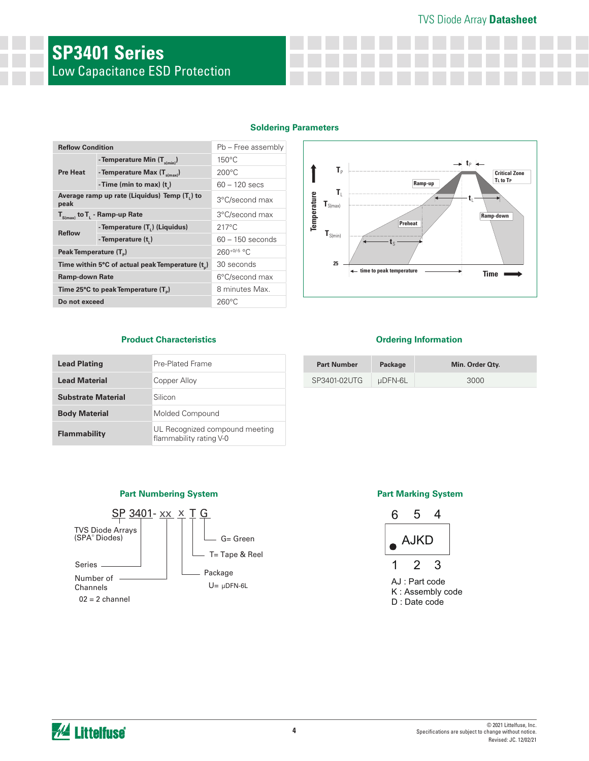# SP3401 Series

## Low Capacitance ESD Protection

### Soldering Parameters

| Reflow Condition | | Pb – Free assembly |
|---|---|---|
| Pre Heat | - Temperature Min ($T_{s(min)}$) | 150°C |
| | - Temperature Max ($T_{s(max)}$) | 200°C |
| | - Time (min to max) ($t_s$) | 60 – 120 secs |
| Average ramp up rate (Liquidus) Temp ($T_L$) to peak | | 3°C/second max |
| $T_{S(max)}$ to $T_L$ - Ramp-up Rate | | 3°C/second max |
| Reflow | - Temperature ($T_L$) (Liquidus) | 217°C |
| | - Temperature ($t_L$) | 60 – 150 seconds |
| Peak Temperature ($T_P$) | | $260^{+0/-5}$ °C |
| Time within 5°C of actual peak Temperature ($t_p$) | | 30 seconds |
| Ramp-down Rate | | 6°C/second max |
| Time 25°C to peak Temperature ($T_P$) | | 8 minutes Max. |
| Do not exceed | | 260°C |

### Product Characteristics

| | |
|---|---|
| **Lead Plating** | Pre-Plated Frame |
| **Lead Material** | Copper Alloy |
| **Substrate Material** | Silicon |
| **Body Material** | Molded Compound |
| **Flammability** | UL Recognized compound meeting flammability rating V-0 |

### Ordering Information

| Part Number | Package | Min. Order Qty. |
|---|---|---|
| SP3401-02UTG | μDFN-6L | 3000 |

### Part Numbering System

SP 3401- xx x T G

- SP: TVS Diode Arrays (SPA® Diodes)
- 3401: Series
- xx: Number of Channels — 02 = 2 channel
- x: Package — U= μDFN-6L
- T: T= Tape & Reel
- G: G= Green

### Part Marking System

6 5 4

AJKD

1 2 3

AJ : Part code
K : Assembly code
D : Date code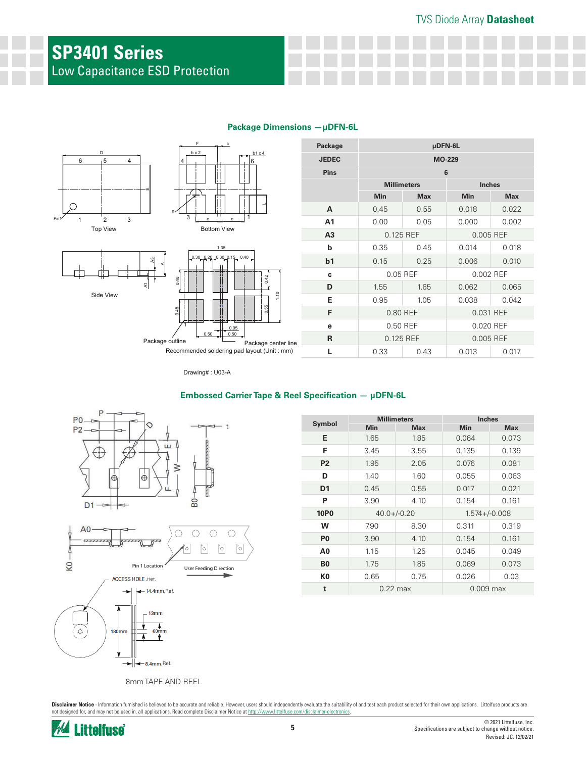# SP3401 Series

Low Capacitance ESD Protection

## Package Dimensions — μDFN-6L

Top View

Bottom View

Side View

Package outline

Package center line

Recommended soldering pad layout (Unit : mm)

| Package | μDFN-6L | | | |
|---|---|---|---|---|
| JEDEC | MO-229 | | | |
| Pins | 6 | | | |
| | Millimeters | | Inches | |
| | Min | Max | Min | Max |
| A | 0.45 | 0.55 | 0.018 | 0.022 |
| A1 | 0.00 | 0.05 | 0.000 | 0.002 |
| A3 | 0.125 REF | | 0.005 REF | |
| b | 0.35 | 0.45 | 0.014 | 0.018 |
| b1 | 0.15 | 0.25 | 0.006 | 0.010 |
| c | 0.05 REF | | 0.002 REF | |
| D | 1.55 | 1.65 | 0.062 | 0.065 |
| E | 0.95 | 1.05 | 0.038 | 0.042 |
| F | 0.80 REF | | 0.031 REF | |
| e | 0.50 REF | | 0.020 REF | |
| R | 0.125 REF | | 0.005 REF | |
| L | 0.33 | 0.43 | 0.013 | 0.017 |

Drawing# : U03-A

## Embossed Carrier Tape & Reel Specification — μDFN-6L

Pin 1 Location

User Feeding Direction

ACCESS HOLE ,Ref.

14.4mm,Ref.

13mm

180mm

60mm

8.4mm,Ref.

8mm TAPE AND REEL

| Symbol | Millimeters | | Inches | |
|---|---|---|---|---|
| | Min | Max | Min | Max |
| E | 1.65 | 1.85 | 0.064 | 0.073 |
| F | 3.45 | 3.55 | 0.135 | 0.139 |
| P2 | 1.95 | 2.05 | 0.076 | 0.081 |
| D | 1.40 | 1.60 | 0.055 | 0.063 |
| D1 | 0.45 | 0.55 | 0.017 | 0.021 |
| P | 3.90 | 4.10 | 0.154 | 0.161 |
| 10P0 | 40.0+/-0.20 | | 1.574+/-0.008 | |
| W | 7.90 | 8.30 | 0.311 | 0.319 |
| P0 | 3.90 | 4.10 | 0.154 | 0.161 |
| A0 | 1.15 | 1.25 | 0.045 | 0.049 |
| B0 | 1.75 | 1.85 | 0.069 | 0.073 |
| K0 | 0.65 | 0.75 | 0.026 | 0.03 |
| t | 0.22 max | | 0.009 max | |

**Disclaimer Notice** - Information furnished is believed to be accurate and reliable. However, users should independently evaluate the suitability of and test each product selected for their own applications. Littelfuse products are not designed for, and may not be used in, all applications. Read complete Disclaimer Notice at http://www.littelfuse.com/disclaimer-electronics.

© 2021 Littelfuse, Inc.
Specifications are subject to change without notice.
Revised: JC. 12/02/21